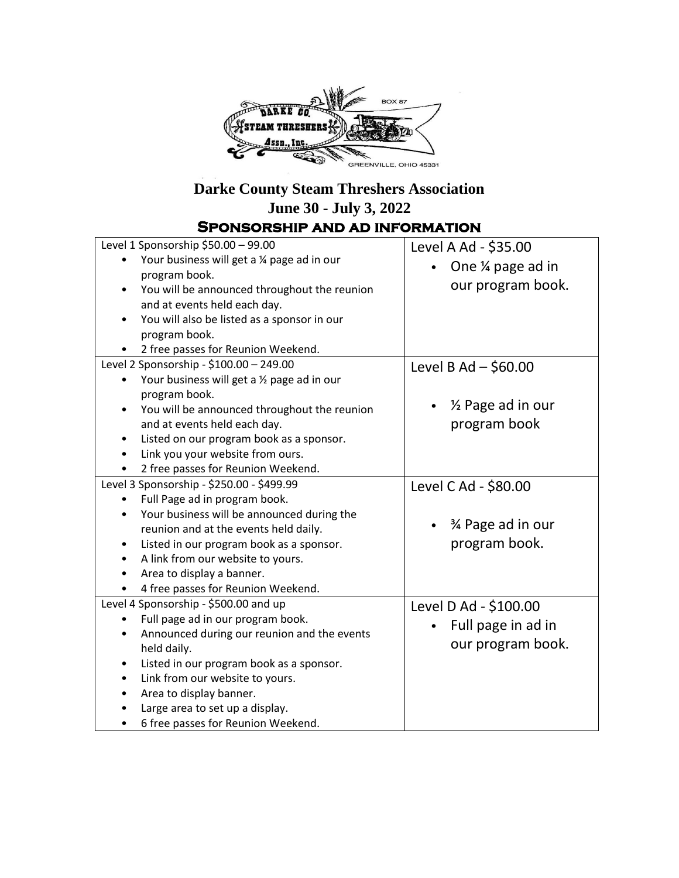BOX 87

DARKE CO. STEAM THRESHERS Assn., Inc.

GREENVILLE, OHIO 45331

# Darke County Steam Threshers Association

## June 30 - July 3, 2022

## Sponsorship and ad information

| | |
|---|---|
| Level 1 Sponsorship $50.00 – 99.00<br>• Your business will get a ¼ page ad in our program book.<br>• You will be announced throughout the reunion and at events held each day.<br>• You will also be listed as a sponsor in our program book.<br>• 2 free passes for Reunion Weekend. | Level A Ad - $35.00<br>• One ¼ page ad in our program book. |
| Level 2 Sponsorship - $100.00 – 249.00<br>• Your business will get a ½ page ad in our program book.<br>• You will be announced throughout the reunion and at events held each day.<br>• Listed on our program book as a sponsor.<br>• Link you your website from ours.<br>• 2 free passes for Reunion Weekend. | Level B Ad – $60.00<br>• ½ Page ad in our program book |
| Level 3 Sponsorship - $250.00 - $499.99<br>• Full Page ad in program book.<br>• Your business will be announced during the reunion and at the events held daily.<br>• Listed in our program book as a sponsor.<br>• A link from our website to yours.<br>• Area to display a banner.<br>• 4 free passes for Reunion Weekend. | Level C Ad - $80.00<br>• ¾ Page ad in our program book. |
| Level 4 Sponsorship - $500.00 and up<br>• Full page ad in our program book.<br>• Announced during our reunion and the events held daily.<br>• Listed in our program book as a sponsor.<br>• Link from our website to yours.<br>• Area to display banner.<br>• Large area to set up a display.<br>• 6 free passes for Reunion Weekend. | Level D Ad - $100.00<br>• Full page in ad in our program book. |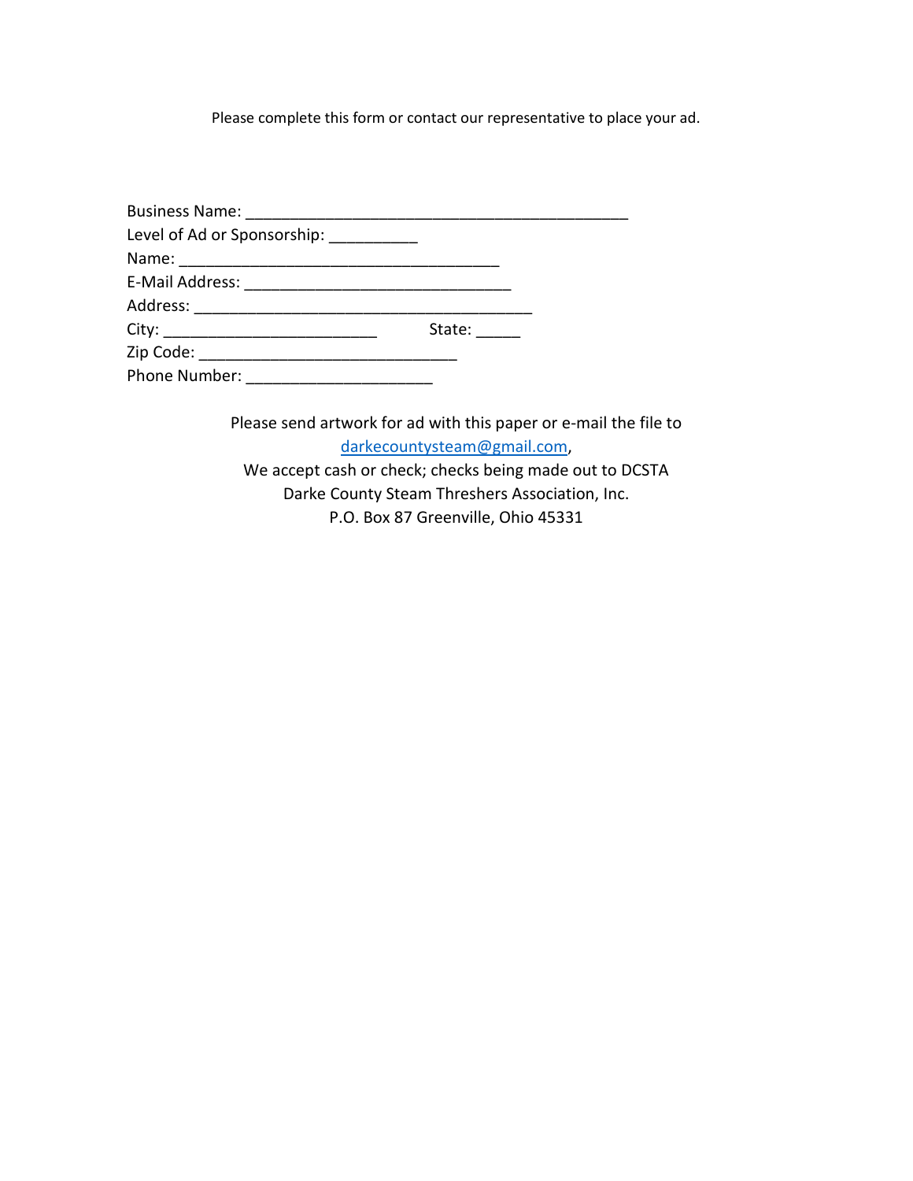Please complete this form or contact our representative to place your ad.

Business Name: _____________________________________________

Level of Ad or Sponsorship: __________

Name: ______________________________________

E-Mail Address: _______________________________

Address: ________________________________________

City: ________________________ State: _____

Zip Code: ______________________________

Phone Number: _____________________

Please send artwork for ad with this paper or e-mail the file to
darkecountysteam@gmail.com,
We accept cash or check; checks being made out to DCSTA
Darke County Steam Threshers Association, Inc.
P.O. Box 87 Greenville, Ohio 45331